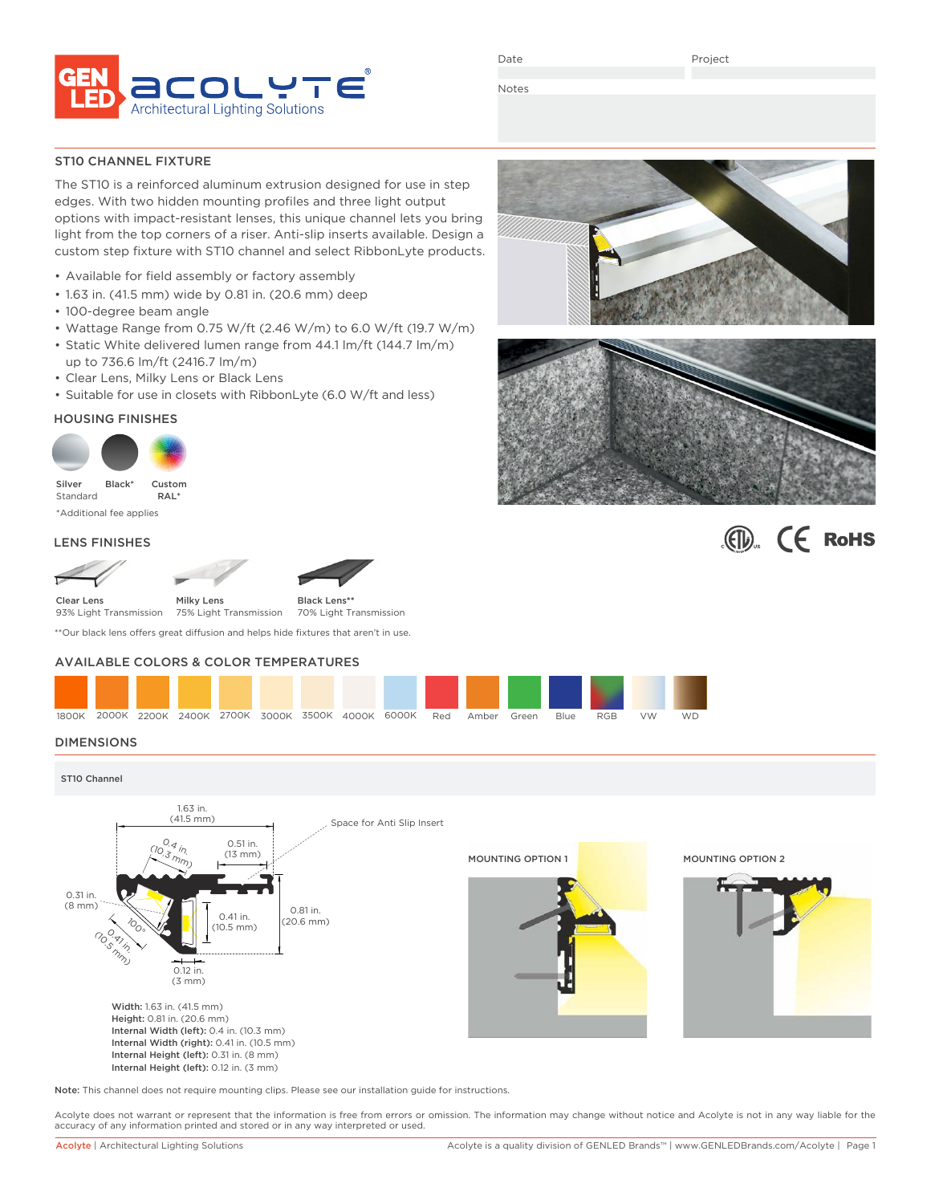GEN LED acolyte® Architectural Lighting Solutions

Date | Project

Notes

## ST10 CHANNEL FIXTURE

The ST10 is a reinforced aluminum extrusion designed for use in step edges. With two hidden mounting profiles and three light output options with impact-resistant lenses, this unique channel lets you bring light from the top corners of a riser. Anti-slip inserts available. Design a custom step fixture with ST10 channel and select RibbonLyte products.

- Available for field assembly or factory assembly
- 1.63 in. (41.5 mm) wide by 0.81 in. (20.6 mm) deep
- 100-degree beam angle
- Wattage Range from 0.75 W/ft (2.46 W/m) to 6.0 W/ft (19.7 W/m)
- Static White delivered lumen range from 44.1 lm/ft (144.7 lm/m) up to 736.6 lm/ft (2416.7 lm/m)
- Clear Lens, Milky Lens or Black Lens
- Suitable for use in closets with RibbonLyte (6.0 W/ft and less)

## HOUSING FINISHES

Silver Standard | Black* | Custom RAL*

*Additional fee applies

## LENS FINISHES

Clear Lens 93% Light Transmission | Milky Lens 75% Light Transmission | Black Lens** 70% Light Transmission

**Our black lens offers great diffusion and helps hide fixtures that aren't in use.

## AVAILABLE COLORS & COLOR TEMPERATURES

1800K | 2000K | 2200K | 2400K | 2700K | 3000K | 3500K | 4000K | 6000K | Red | Amber | Green | Blue | RGB | VW | WD

## DIMENSIONS

ST10 Channel

1.63 in. (41.5 mm)
0.4 in. (10.3 mm)
0.51 in. (13 mm)
Space for Anti Slip Insert
0.31 in. (8 mm)
100°
0.41 in. (10.5 mm)
0.41 in. (10.5 mm)
0.81 in. (20.6 mm)
0.12 in. (3 mm)

MOUNTING OPTION 1

MOUNTING OPTION 2

**Width:** 1.63 in. (41.5 mm)
**Height:** 0.81 in. (20.6 mm)
**Internal Width (left):** 0.4 in. (10.3 mm)
**Internal Width (right):** 0.41 in. (10.5 mm)
**Internal Height (left):** 0.31 in. (8 mm)
**Internal Height (left):** 0.12 in. (3 mm)

**Note:** This channel does not require mounting clips. Please see our installation guide for instructions.

Acolyte does not warrant or represent that the information is free from errors or omission. The information may change without notice and Acolyte is not in any way liable for the accuracy of any information printed and stored or in any way interpreted or used.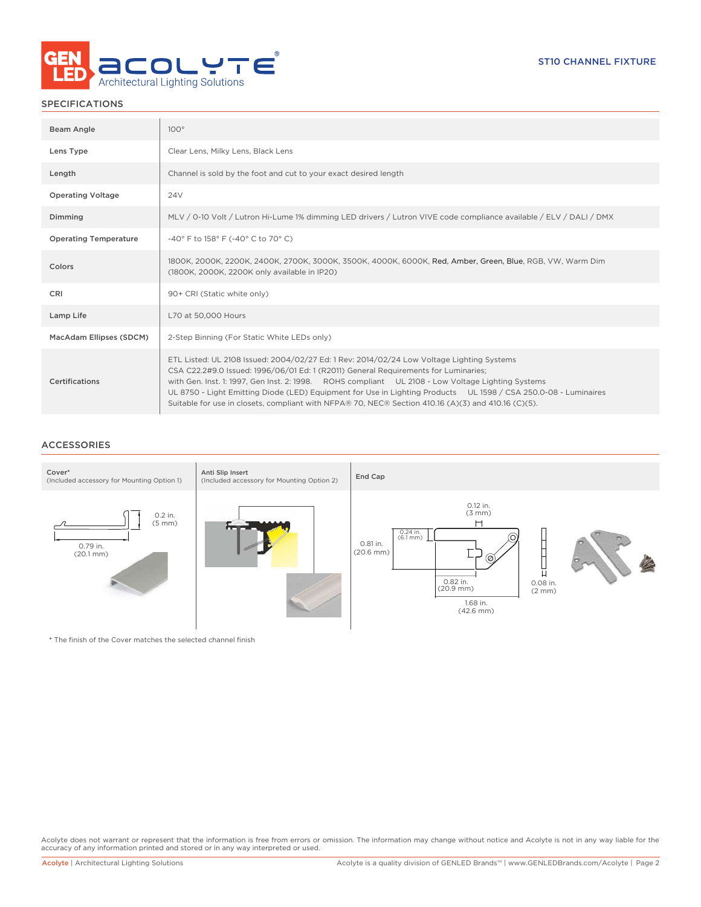ST10 CHANNEL FIXTURE

## SPECIFICATIONS

| | |
|---|---|
| Beam Angle | 100° |
| Lens Type | Clear Lens, Milky Lens, Black Lens |
| Length | Channel is sold by the foot and cut to your exact desired length |
| Operating Voltage | 24V |
| Dimming | MLV / 0-10 Volt / Lutron Hi-Lume 1% dimming LED drivers / Lutron VIVE code compliance available / ELV / DALI / DMX |
| Operating Temperature | -40° F to 158° F (-40° C to 70° C) |
| Colors | 1800K, 2000K, 2200K, 2400K, 2700K, 3000K, 3500K, 4000K, 6000K, Red, Amber, Green, Blue, RGB, VW, Warm Dim (1800K, 2000K, 2200K only available in IP20) |
| CRI | 90+ CRI (Static white only) |
| Lamp Life | L70 at 50,000 Hours |
| MacAdam Ellipses (SDCM) | 2-Step Binning (For Static White LEDs only) |
| Certifications | ETL Listed: UL 2108 Issued: 2004/02/27 Ed: 1 Rev: 2014/02/24 Low Voltage Lighting Systems CSA C22.2#9.0 Issued: 1996/06/01 Ed: 1 (R2011) General Requirements for Luminaries; with Gen. Inst. 1: 1997, Gen Inst. 2: 1998. ROHS compliant UL 2108 - Low Voltage Lighting Systems UL 8750 - Light Emitting Diode (LED) Equipment for Use in Lighting Products UL 1598 / CSA 250.0-08 - Luminaires Suitable for use in closets, compliant with NFPA® 70, NEC® Section 410.16 (A)(3) and 410.16 (C)(5). |

## ACCESSORIES

| Cover* (Included accessory for Mounting Option 1) | Anti Slip Insert (Included accessory for Mounting Option 2) | End Cap |
|---|---|---|
| 0.2 in. (5 mm); 0.79 in. (20.1 mm) | | 0.12 in. (3 mm); 0.24 in. (6.1 mm); 0.81 in. (20.6 mm); 0.82 in. (20.9 mm); 1.68 in. (42.6 mm); 0.08 in. (2 mm) |

\* The finish of the Cover matches the selected channel finish

Acolyte does not warrant or represent that the information is free from errors or omission. The information may change without notice and Acolyte is not in any way liable for the accuracy of any information printed and stored or in any way interpreted or used.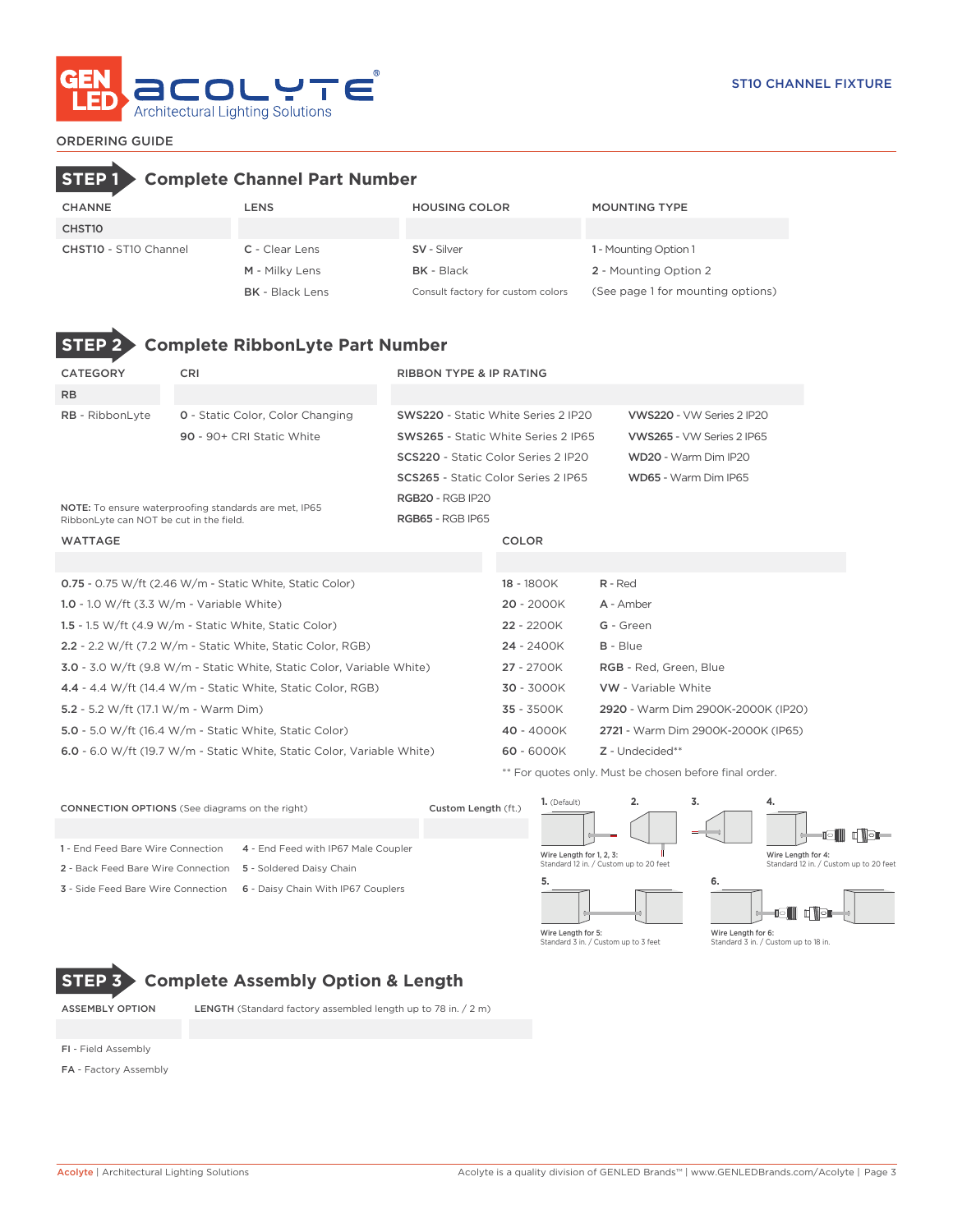ORDERING GUIDE

## STEP 1 Complete Channel Part Number

| CHANNE | LENS | HOUSING COLOR | MOUNTING TYPE |
|---|---|---|---|
| CHST10 | | | |
| **CHST10** - ST10 Channel | **C** - Clear Lens | **SV** - Silver | **1** - Mounting Option 1 |
| | **M** - Milky Lens | **BK** - Black | **2** - Mounting Option 2 |
| | **BK** - Black Lens | Consult factory for custom colors | (See page 1 for mounting options) |

## STEP 2 Complete RibbonLyte Part Number

| CATEGORY | CRI | RIBBON TYPE & IP RATING | |
|---|---|---|---|
| RB | | | |
| **RB** - RibbonLyte | **0** - Static Color, Color Changing | **SWS220** - Static White Series 2 IP20 | **VWS220** - VW Series 2 IP20 |
| | **90** - 90+ CRI Static White | **SWS265** - Static White Series 2 IP65 | **VWS265** - VW Series 2 IP65 |
| | | **SCS220** - Static Color Series 2 IP20 | **WD20** - Warm Dim IP20 |
| | | **SCS265** - Static Color Series 2 IP65 | **WD65** - Warm Dim IP65 |
| | | **RGB20** - RGB IP20 | |
| | | **RGB65** - RGB IP65 | |

**NOTE:** To ensure waterproofing standards are met, IP65 RibbonLyte can NOT be cut in the field.

| WATTAGE | COLOR | |
|---|---|---|
| | | |
| **0.75** - 0.75 W/ft (2.46 W/m - Static White, Static Color) | **18** - 1800K | **R** - Red |
| **1.0** - 1.0 W/ft (3.3 W/m - Variable White) | **20** - 2000K | **A** - Amber |
| **1.5** - 1.5 W/ft (4.9 W/m - Static White, Static Color) | **22** - 2200K | **G** - Green |
| **2.2** - 2.2 W/ft (7.2 W/m - Static White, Static Color, RGB) | **24** - 2400K | **B** - Blue |
| **3.0** - 3.0 W/ft (9.8 W/m - Static White, Static Color, Variable White) | **27** - 2700K | **RGB** - Red, Green, Blue |
| **4.4** - 4.4 W/ft (14.4 W/m - Static White, Static Color, RGB) | **30** - 3000K | **VW** - Variable White |
| **5.2** - 5.2 W/ft (17.1 W/m - Warm Dim) | **35** - 3500K | **2920** - Warm Dim 2900K-2000K (IP20) |
| **5.0** - 5.0 W/ft (16.4 W/m - Static White, Static Color) | **40** - 4000K | **2721** - Warm Dim 2900K-2000K (IP65) |
| **6.0** - 6.0 W/ft (19.7 W/m - Static White, Static Color, Variable White) | **60** - 6000K | **Z** - Undecided** |

** For quotes only. Must be chosen before final order.

| CONNECTION OPTIONS (See diagrams on the right) | | Custom Length (ft.) |
|---|---|---|
| | | |
| 1 - End Feed Bare Wire Connection | 4 - End Feed with IP67 Male Coupler | |
| 2 - Back Feed Bare Wire Connection | 5 - Soldered Daisy Chain | |
| 3 - Side Feed Bare Wire Connection | 6 - Daisy Chain With IP67 Couplers | |

1. (Default) 2. 3.
Wire Length for 1, 2, 3:
Standard 12 in. / Custom up to 20 feet

4.
Wire Length for 4:
Standard 12 in. / Custom up to 20 feet

5.
Wire Length for 5:
Standard 3 in. / Custom up to 3 feet

6.
Wire Length for 6:
Standard 3 in. / Custom up to 18 in.

## STEP 3 Complete Assembly Option & Length

| ASSEMBLY OPTION | LENGTH (Standard factory assembled length up to 78 in. / 2 m) |
|---|---|
| | |
| **FI** - Field Assembly | |
| **FA** - Factory Assembly | |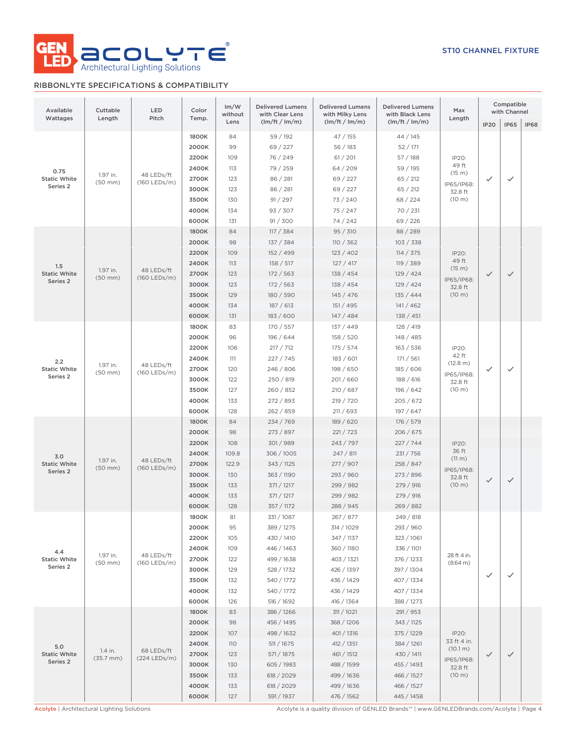ST10 CHANNEL FIXTURE

## RIBBONLYTE SPECIFICATIONS & COMPATIBILITY

| Available Wattages | Cuttable Length | LED Pitch | Color Temp. | lm/W without Lens | Delivered Lumens with Clear Lens (lm/ft / lm/m) | Delivered Lumens with Milky Lens (lm/ft / lm/m) | Delivered Lumens with Black Lens (lm/ft / lm/m) | Max Length | Compatible with Channel | | |
|---|---|---|---|---|---|---|---|---|---|---|---|
| | | | | | | | | | IP20 | IP65 | IP68 |
| 0.75 Static White Series 2 | 1.97 in. (50 mm) | 48 LEDs/ft (160 LEDs/m) | 1800K | 84 | 59 / 192 | 47 / 155 | 44 / 145 | IP20: 49 ft (15 m) IP65/IP68: 32.8 ft (10 m) | ✓ | ✓ | |
| | | | 2000K | 99 | 69 / 227 | 56 / 183 | 52 / 171 | | | | |
| | | | 2200K | 109 | 76 / 249 | 61 / 201 | 57 / 188 | | | | |
| | | | 2400K | 113 | 79 / 259 | 64 / 209 | 59 / 195 | | | | |
| | | | 2700K | 123 | 86 / 281 | 69 / 227 | 65 / 212 | | | | |
| | | | 3000K | 123 | 86 / 281 | 69 / 227 | 65 / 212 | | | | |
| | | | 3500K | 130 | 91 / 297 | 73 / 240 | 68 / 224 | | | | |
| | | | 4000K | 134 | 93 / 307 | 75 / 247 | 70 / 231 | | | | |
| | | | 6000K | 131 | 91 / 300 | 74 / 242 | 69 / 226 | | | | |
| 1.5 Static White Series 2 | 1.97 in. (50 mm) | 48 LEDs/ft (160 LEDs/m) | 1800K | 84 | 117 / 384 | 95 / 310 | 88 / 289 | IP20: 49 ft (15 m) IP65/IP68: 32.8 ft (10 m) | ✓ | ✓ | |
| | | | 2000K | 98 | 137 / 384 | 110 / 362 | 103 / 338 | | | | |
| | | | 2200K | 109 | 152 / 499 | 123 / 402 | 114 / 375 | | | | |
| | | | 2400K | 113 | 158 / 517 | 127 / 417 | 119 / 389 | | | | |
| | | | 2700K | 123 | 172 / 563 | 138 / 454 | 129 / 424 | | | | |
| | | | 3000K | 123 | 172 / 563 | 138 / 454 | 129 / 424 | | | | |
| | | | 3500K | 129 | 180 / 590 | 145 / 476 | 135 / 444 | | | | |
| | | | 4000K | 134 | 187 / 613 | 151 / 495 | 141 / 462 | | | | |
| | | | 6000K | 131 | 183 / 600 | 147 / 484 | 138 / 451 | | | | |
| 2.2 Static White Series 2 | 1.97 in. (50 mm) | 48 LEDs/ft (160 LEDs/m) | 1800K | 83 | 170 / 557 | 137 / 449 | 128 / 419 | IP20: 42 ft (12.8 m) IP65/IP68: 32.8 ft (10 m) | ✓ | ✓ | |
| | | | 2000K | 96 | 196 / 644 | 158 / 520 | 148 / 485 | | | | |
| | | | 2200K | 106 | 217 / 712 | 175 / 574 | 163 / 536 | | | | |
| | | | 2400K | 111 | 227 / 745 | 183 / 601 | 171 / 561 | | | | |
| | | | 2700K | 120 | 246 / 806 | 198 / 650 | 185 / 606 | | | | |
| | | | 3000K | 122 | 250 / 819 | 201 / 660 | 188 / 616 | | | | |
| | | | 3500K | 127 | 260 / 852 | 210 / 687 | 196 / 642 | | | | |
| | | | 4000K | 133 | 272 / 893 | 219 / 720 | 205 / 672 | | | | |
| | | | 6000K | 128 | 262 / 859 | 211 / 693 | 197 / 647 | | | | |
| 3.0 Static White Series 2 | 1.97 in. (50 mm) | 48 LEDs/ft (160 LEDs/m) | 1800K | 84 | 234 / 769 | 189 / 620 | 176 / 579 | IP20: 36 ft (11 m) IP65/IP68: 32.8 ft (10 m) | ✓ | ✓ | |
| | | | 2000K | 98 | 273 / 897 | 221 / 723 | 206 / 675 | | | | |
| | | | 2200K | 108 | 301 / 989 | 243 / 797 | 227 / 744 | | | | |
| | | | 2400K | 109.8 | 306 / 1005 | 247 / 811 | 231 / 756 | | | | |
| | | | 2700K | 122.9 | 343 / 1125 | 277 / 907 | 258 / 847 | | | | |
| | | | 3000K | 130 | 363 / 1190 | 293 / 960 | 273 / 896 | | | | |
| | | | 3500K | 133 | 371 / 1217 | 299 / 982 | 279 / 916 | | | | |
| | | | 4000K | 133 | 371 / 1217 | 299 / 982 | 279 / 916 | | | | |
| | | | 6000K | 128 | 357 / 1172 | 288 / 945 | 269 / 882 | | | | |
| 4.4 Static White Series 2 | 1.97 in. (50 mm) | 48 LEDs/ft (160 LEDs/m) | 1800K | 81 | 331 / 1087 | 267 / 877 | 249 / 818 | 28 ft 4 in. (8.64 m) | ✓ | ✓ | |
| | | | 2000K | 95 | 389 / 1275 | 314 / 1029 | 293 / 960 | | | | |
| | | | 2200K | 105 | 430 / 1410 | 347 / 1137 | 323 / 1061 | | | | |
| | | | 2400K | 109 | 446 / 1463 | 360 / 1180 | 336 / 1101 | | | | |
| | | | 2700K | 122 | 499 / 1638 | 403 / 1321 | 376 / 1233 | | | | |
| | | | 3000K | 129 | 528 / 1732 | 426 / 1397 | 397 / 1304 | | | | |
| | | | 3500K | 132 | 540 / 1772 | 436 / 1429 | 407 / 1334 | | | | |
| | | | 4000K | 132 | 540 / 1772 | 436 / 1429 | 407 / 1334 | | | | |
| | | | 6000K | 126 | 516 / 1692 | 416 / 1364 | 388 / 1273 | | | | |
| 5.0 Static White Series 2 | 1.4 in. (35.7 mm) | 68 LEDs/ft (224 LEDs/m) | 1800K | 83 | 386 / 1266 | 311 / 1021 | 291 / 953 | IP20: 33 ft 4 in. (10.1 m) IP65/IP68: 32.8 ft (10 m) | ✓ | ✓ | |
| | | | 2000K | 98 | 456 / 1495 | 368 / 1206 | 343 / 1125 | | | | |
| | | | 2200K | 107 | 498 / 1632 | 401 / 1316 | 375 / 1229 | | | | |
| | | | 2400K | 110 | 511 / 1675 | 412 / 1351 | 384 / 1261 | | | | |
| | | | 2700K | 123 | 571 / 1875 | 461 / 1512 | 430 / 1411 | | | | |
| | | | 3000K | 130 | 605 / 1983 | 488 / 1599 | 455 / 1493 | | | | |
| | | | 3500K | 133 | 618 / 2029 | 499 / 1636 | 466 / 1527 | | | | |
| | | | 4000K | 133 | 618 / 2029 | 499 / 1636 | 466 / 1527 | | | | |
| | | | 6000K | 127 | 591 / 1937 | 476 / 1562 | 445 / 1458 | | | | |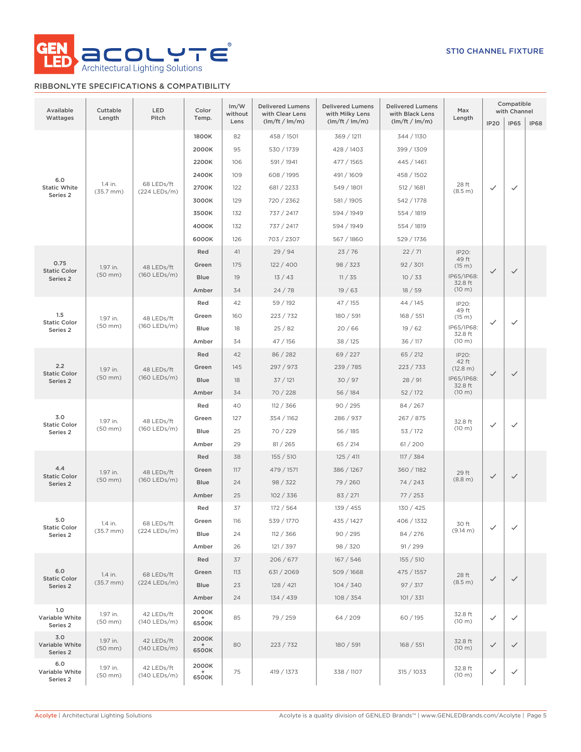GENLED ACOLYTE® Architectural Lighting Solutions

ST10 CHANNEL FIXTURE

## RIBBONLYTE SPECIFICATIONS & COMPATIBILITY

| Available Wattages | Cuttable Length | LED Pitch | Color Temp. | lm/W without Lens | Delivered Lumens with Clear Lens (lm/ft / lm/m) | Delivered Lumens with Milky Lens (lm/ft / lm/m) | Delivered Lumens with Black Lens (lm/ft / lm/m) | Max Length | Compatible with Channel | | |
|---|---|---|---|---|---|---|---|---|---|---|---|
| | | | | | | | | | IP20 | IP65 | IP68 |
| 6.0 Static White Series 2 | 1.4 in. (35.7 mm) | 68 LEDs/ft (224 LEDs/m) | 1800K | 82 | 458 / 1501 | 369 / 1211 | 344 / 1130 | 28 ft (8.5 m) | ✓ | ✓ | |
| | | | 2000K | 95 | 530 / 1739 | 428 / 1403 | 399 / 1309 | | | | |
| | | | 2200K | 106 | 591 / 1941 | 477 / 1565 | 445 / 1461 | | | | |
| | | | 2400K | 109 | 608 / 1995 | 491 / 1609 | 458 / 1502 | | | | |
| | | | 2700K | 122 | 681 / 2233 | 549 / 1801 | 512 / 1681 | | | | |
| | | | 3000K | 129 | 720 / 2362 | 581 / 1905 | 542 / 1778 | | | | |
| | | | 3500K | 132 | 737 / 2417 | 594 / 1949 | 554 / 1819 | | | | |
| | | | 4000K | 132 | 737 / 2417 | 594 / 1949 | 554 / 1819 | | | | |
| | | | 6000K | 126 | 703 / 2307 | 567 / 1860 | 529 / 1736 | | | | |
| 0.75 Static Color Series 2 | 1.97 in. (50 mm) | 48 LEDs/ft (160 LEDs/m) | Red | 41 | 29 / 94 | 23 / 76 | 22 / 71 | IP20: 49 ft (15 m) IP65/IP68: 32.8 ft (10 m) | ✓ | ✓ | |
| | | | Green | 175 | 122 / 400 | 98 / 323 | 92 / 301 | | | | |
| | | | Blue | 19 | 13 / 43 | 11 / 35 | 10 / 33 | | | | |
| | | | Amber | 34 | 24 / 78 | 19 / 63 | 18 / 59 | | | | |
| 1.5 Static Color Series 2 | 1.97 in. (50 mm) | 48 LEDs/ft (160 LEDs/m) | Red | 42 | 59 / 192 | 47 / 155 | 44 / 145 | IP20: 49 ft (15 m) IP65/IP68: 32.8 ft (10 m) | ✓ | ✓ | |
| | | | Green | 160 | 223 / 732 | 180 / 591 | 168 / 551 | | | | |
| | | | Blue | 18 | 25 / 82 | 20 / 66 | 19 / 62 | | | | |
| | | | Amber | 34 | 47 / 156 | 38 / 125 | 36 / 117 | | | | |
| 2.2 Static Color Series 2 | 1.97 in. (50 mm) | 48 LEDs/ft (160 LEDs/m) | Red | 42 | 86 / 282 | 69 / 227 | 65 / 212 | IP20: 42 ft (12.8 m) IP65/IP68: 32.8 ft (10 m) | ✓ | ✓ | |
| | | | Green | 145 | 297 / 973 | 239 / 785 | 223 / 733 | | | | |
| | | | Blue | 18 | 37 / 121 | 30 / 97 | 28 / 91 | | | | |
| | | | Amber | 34 | 70 / 228 | 56 / 184 | 52 / 172 | | | | |
| 3.0 Static Color Series 2 | 1.97 in. (50 mm) | 48 LEDs/ft (160 LEDs/m) | Red | 40 | 112 / 366 | 90 / 295 | 84 / 267 | 32.8 ft (10 m) | ✓ | ✓ | |
| | | | Green | 127 | 354 / 1162 | 286 / 937 | 267 / 875 | | | | |
| | | | Blue | 25 | 70 / 229 | 56 / 185 | 53 / 172 | | | | |
| | | | Amber | 29 | 81 / 265 | 65 / 214 | 61 / 200 | | | | |
| 4.4 Static Color Series 2 | 1.97 in. (50 mm) | 48 LEDs/ft (160 LEDs/m) | Red | 38 | 155 / 510 | 125 / 411 | 117 / 384 | 29 ft (8.8 m) | ✓ | ✓ | |
| | | | Green | 117 | 479 / 1571 | 386 / 1267 | 360 / 1182 | | | | |
| | | | Blue | 24 | 98 / 322 | 79 / 260 | 74 / 243 | | | | |
| | | | Amber | 25 | 102 / 336 | 83 / 271 | 77 / 253 | | | | |
| 5.0 Static Color Series 2 | 1.4 in. (35.7 mm) | 68 LEDs/ft (224 LEDs/m) | Red | 37 | 172 / 564 | 139 / 455 | 130 / 425 | 30 ft (9.14 m) | ✓ | ✓ | |
| | | | Green | 116 | 539 / 1770 | 435 / 1427 | 406 / 1332 | | | | |
| | | | Blue | 24 | 112 / 366 | 90 / 295 | 84 / 276 | | | | |
| | | | Amber | 26 | 121 / 397 | 98 / 320 | 91 / 299 | | | | |
| 6.0 Static Color Series 2 | 1.4 in. (35.7 mm) | 68 LEDs/ft (224 LEDs/m) | Red | 37 | 206 / 677 | 167 / 546 | 155 / 510 | 28 ft (8.5 m) | ✓ | ✓ | |
| | | | Green | 113 | 631 / 2069 | 509 / 1668 | 475 / 1557 | | | | |
| | | | Blue | 23 | 128 / 421 | 104 / 340 | 97 / 317 | | | | |
| | | | Amber | 24 | 134 / 439 | 108 / 354 | 101 / 331 | | | | |
| 1.0 Variable White Series 2 | 1.97 in. (50 mm) | 42 LEDs/ft (140 LEDs/m) | 2000K + 6500K | 85 | 79 / 259 | 64 / 209 | 60 / 195 | 32.8 ft (10 m) | ✓ | ✓ | |
| 3.0 Variable White Series 2 | 1.97 in. (50 mm) | 42 LEDs/ft (140 LEDs/m) | 2000K + 6500K | 80 | 223 / 732 | 180 / 591 | 168 / 551 | 32.8 ft (10 m) | ✓ | ✓ | |
| 6.0 Variable White Series 2 | 1.97 in. (50 mm) | 42 LEDs/ft (140 LEDs/m) | 2000K + 6500K | 75 | 419 / 1373 | 338 / 1107 | 315 / 1033 | 32.8 ft (10 m) | ✓ | ✓ | |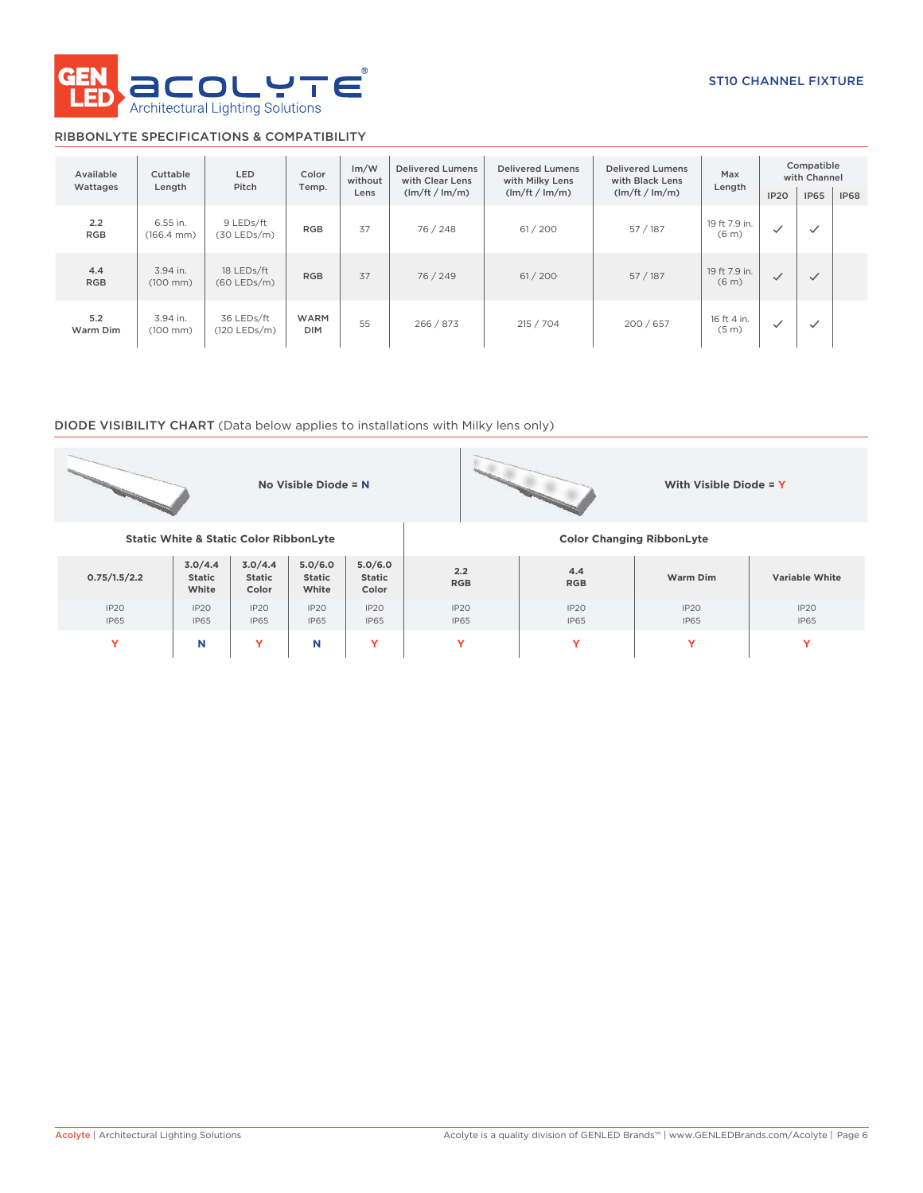ST10 CHANNEL FIXTURE

## RIBBONLYTE SPECIFICATIONS & COMPATIBILITY

| Available Wattages | Cuttable Length | LED Pitch | Color Temp. | lm/W without Lens | Delivered Lumens with Clear Lens (lm/ft / lm/m) | Delivered Lumens with Milky Lens (lm/ft / lm/m) | Delivered Lumens with Black Lens (lm/ft / lm/m) | Max Length | Compatible with Channel | | |
|---|---|---|---|---|---|---|---|---|---|---|---|
| | | | | | | | | | IP20 | IP65 | IP68 |
| 2.2 RGB | 6.55 in. (166.4 mm) | 9 LEDs/ft (30 LEDs/m) | RGB | 37 | 76 / 248 | 61 / 200 | 57 / 187 | 19 ft 7.9 in. (6 m) | ✓ | ✓ | |
| 4.4 RGB | 3.94 in. (100 mm) | 18 LEDs/ft (60 LEDs/m) | RGB | 37 | 76 / 249 | 61 / 200 | 57 / 187 | 19 ft 7.9 in. (6 m) | ✓ | ✓ | |
| 5.2 Warm Dim | 3.94 in. (100 mm) | 36 LEDs/ft (120 LEDs/m) | WARM DIM | 55 | 266 / 873 | 215 / 704 | 200 / 657 | 16 ft 4 in. (5 m) | ✓ | ✓ | |

## DIODE VISIBILITY CHART (Data below applies to installations with Milky lens only)

**No Visible Diode = N** | **With Visible Diode = Y**

| Static White & Static Color RibbonLyte | | | | | Color Changing RibbonLyte | | | |
|---|---|---|---|---|---|---|---|---|
| **0.75/1.5/2.2** | **3.0/4.4 Static White** | **3.0/4.4 Static Color** | **5.0/6.0 Static White** | **5.0/6.0 Static Color** | **2.2 RGB** | **4.4 RGB** | **Warm Dim** | **Variable White** |
| IP20 IP65 | IP20 IP65 | IP20 IP65 | IP20 IP65 | IP20 IP65 | IP20 IP65 | IP20 IP65 | IP20 IP65 | IP20 IP65 |
| Y | N | Y | N | Y | Y | Y | Y | Y |

Acolyte | Architectural Lighting Solutions    Acolyte is a quality division of GENLED Brands™ | www.GENLEDBrands.com/Acolyte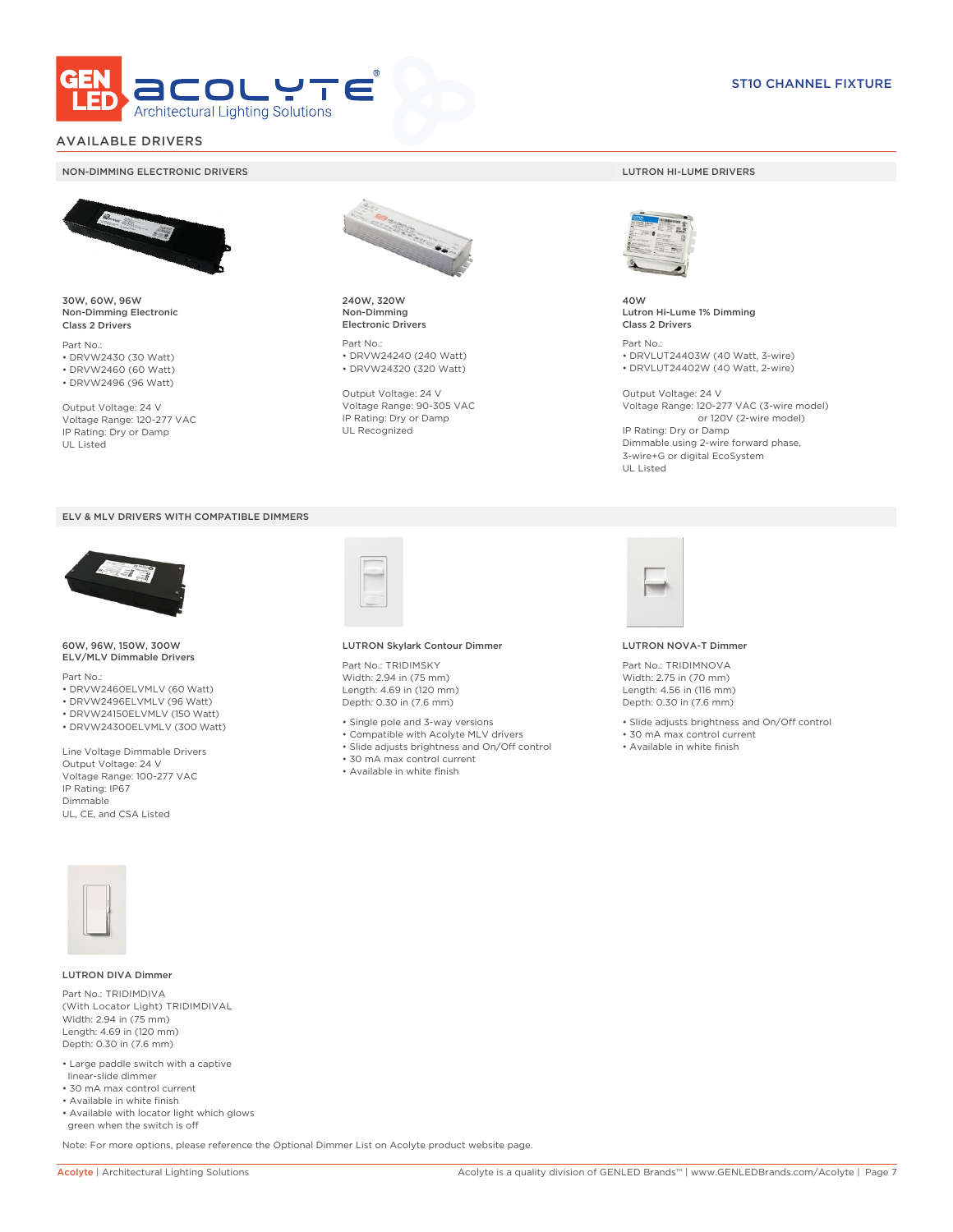ST10 CHANNEL FIXTURE

## AVAILABLE DRIVERS

### NON-DIMMING ELECTRONIC DRIVERS

**30W, 60W, 96W**
**Non-Dimming Electronic**
**Class 2 Drivers**

Part No.:
- DRVW2430 (30 Watt)
- DRVW2460 (60 Watt)
- DRVW2496 (96 Watt)

Output Voltage: 24 V
Voltage Range: 120-277 VAC
IP Rating: Dry or Damp
UL Listed

**240W, 320W**
**Non-Dimming**
**Electronic Drivers**

Part No.:
- DRVW24240 (240 Watt)
- DRVW24320 (320 Watt)

Output Voltage: 24 V
Voltage Range: 90-305 VAC
IP Rating: Dry or Damp
UL Recognized

### LUTRON HI-LUME DRIVERS

**40W**
**Lutron Hi-Lume 1% Dimming**
**Class 2 Drivers**

Part No.:
- DRVLUT24403W (40 Watt, 3-wire)
- DRVLUT24402W (40 Watt, 2-wire)

Output Voltage: 24 V
Voltage Range: 120-277 VAC (3-wire model)
or 120V (2-wire model)
IP Rating: Dry or Damp
Dimmable using 2-wire forward phase,
3-wire+G or digital EcoSystem
UL Listed

### ELV & MLV DRIVERS WITH COMPATIBLE DIMMERS

**60W, 96W, 150W, 300W**
**ELV/MLV Dimmable Drivers**

Part No.:
- DRVW2460ELVMLV (60 Watt)
- DRVW2496ELVMLV (96 Watt)
- DRVW24150ELVMLV (150 Watt)
- DRVW24300ELVMLV (300 Watt)

Line Voltage Dimmable Drivers
Output Voltage: 24 V
Voltage Range: 100-277 VAC
IP Rating: IP67
Dimmable
UL, CE, and CSA Listed

**LUTRON Skylark Contour Dimmer**

Part No.: TRIDIMSKY
Width: 2.94 in (75 mm)
Length: 4.69 in (120 mm)
Depth: 0.30 in (7.6 mm)

- Single pole and 3-way versions
- Compatible with Acolyte MLV drivers
- Slide adjusts brightness and On/Off control
- 30 mA max control current
- Available in white finish

**LUTRON NOVA-T Dimmer**

Part No.: TRIDIMNOVA
Width: 2.75 in (70 mm)
Length: 4.56 in (116 mm)
Depth: 0.30 in (7.6 mm)

- Slide adjusts brightness and On/Off control
- 30 mA max control current
- Available in white finish

**LUTRON DIVA Dimmer**

Part No.: TRIDIMDIVA
(With Locator Light) TRIDIMDIVAL
Width: 2.94 in (75 mm)
Length: 4.69 in (120 mm)
Depth: 0.30 in (7.6 mm)

- Large paddle switch with a captive linear-slide dimmer
- 30 mA max control current
- Available in white finish
- Available with locator light which glows green when the switch is off

Note: For more options, please reference the Optional Dimmer List on Acolyte product website page.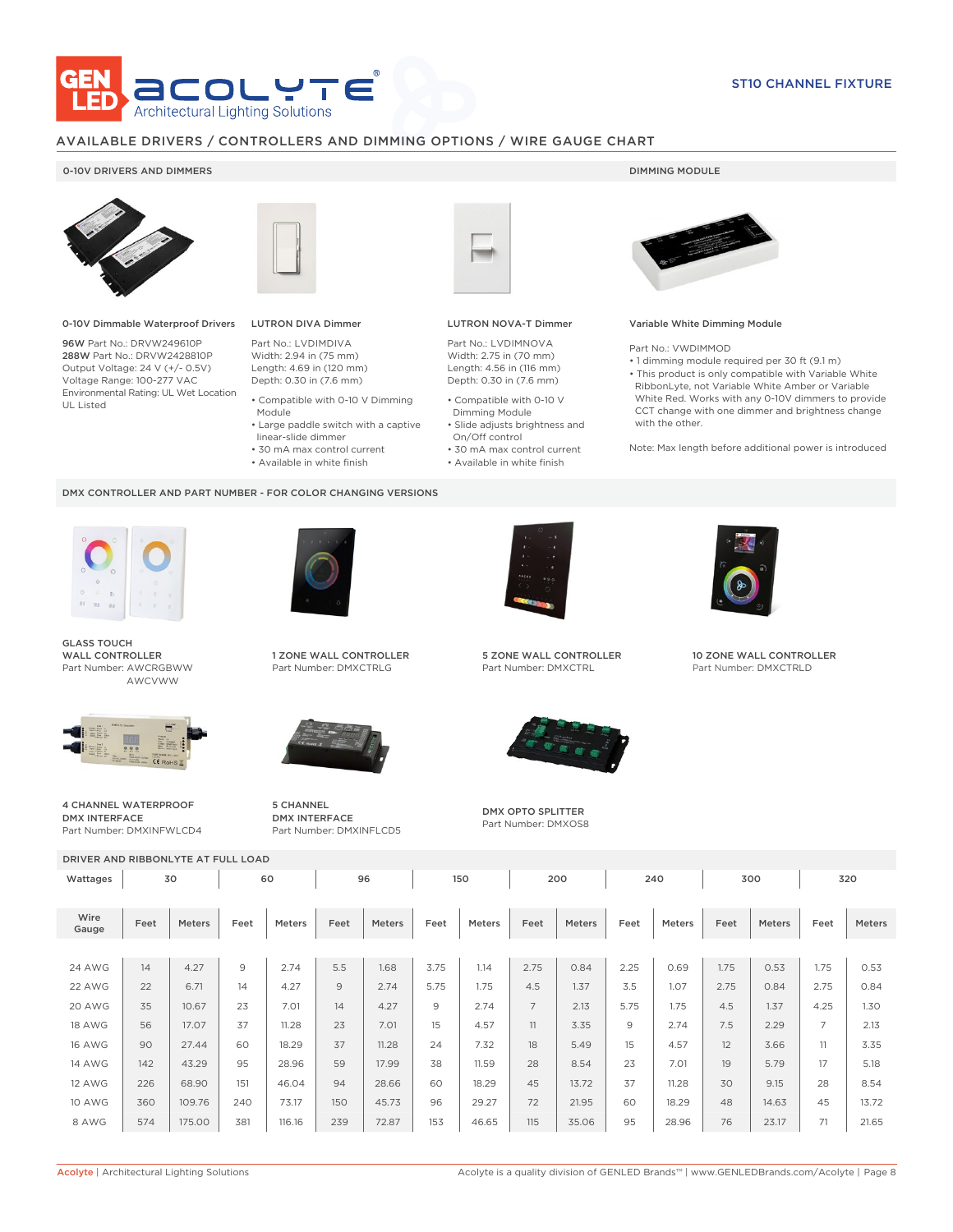# AVAILABLE DRIVERS / CONTROLLERS AND DIMMING OPTIONS / WIRE GAUGE CHART

## 0-10V DRIVERS AND DIMMERS

**0-10V Dimmable Waterproof Drivers**

**96W** Part No.: DRVW249610P
**288W** Part No.: DRVW2428810P
Output Voltage: 24 V (+/- 0.5V)
Voltage Range: 100-277 VAC
Environmental Rating: UL Wet Location
UL Listed

**LUTRON DIVA Dimmer**

Part No.: LVDIMDIVA
Width: 2.94 in (75 mm)
Length: 4.69 in (120 mm)
Depth: 0.30 in (7.6 mm)

- Compatible with 0-10 V Dimming Module
- Large paddle switch with a captive linear-slide dimmer
- 30 mA max control current
- Available in white finish

**LUTRON NOVA-T Dimmer**

Part No.: LVDIMNOVA
Width: 2.75 in (70 mm)
Length: 4.56 in (116 mm)
Depth: 0.30 in (7.6 mm)

- Compatible with 0-10 V Dimming Module
- Slide adjusts brightness and On/Off control
- 30 mA max control current
- Available in white finish

## DIMMING MODULE

**Variable White Dimming Module**

Part No.: VWDIMMOD

- 1 dimming module required per 30 ft (9.1 m)
- This product is only compatible with Variable White RibbonLyte, not Variable White Amber or Variable White Red. Works with any 0-10V dimmers to provide CCT change with one dimmer and brightness change with the other.

Note: Max length before additional power is introduced

## DMX CONTROLLER AND PART NUMBER - FOR COLOR CHANGING VERSIONS

**GLASS TOUCH WALL CONTROLLER**
Part Number: AWCRGBWW
AWCVWW

**1 ZONE WALL CONTROLLER**
Part Number: DMXCTRLG

**5 ZONE WALL CONTROLLER**
Part Number: DMXCTRL

**10 ZONE WALL CONTROLLER**
Part Number: DMXCTRLD

**4 CHANNEL WATERPROOF DMX INTERFACE**
Part Number: DMXINFWLCD4

**5 CHANNEL DMX INTERFACE**
Part Number: DMXINFLCD5

**DMX OPTO SPLITTER**
Part Number: DMXOS8

## DRIVER AND RIBBONLYTE AT FULL LOAD

| Wattages | 30 | | 60 | | 96 | | 150 | | 200 | | 240 | | 300 | | 320 | |
|---|---|---|---|---|---|---|---|---|---|---|---|---|---|---|---|---|
| Wire Gauge | Feet | Meters | Feet | Meters | Feet | Meters | Feet | Meters | Feet | Meters | Feet | Meters | Feet | Meters | Feet | Meters |
| 24 AWG | 14 | 4.27 | 9 | 2.74 | 5.5 | 1.68 | 3.75 | 1.14 | 2.75 | 0.84 | 2.25 | 0.69 | 1.75 | 0.53 | 1.75 | 0.53 |
| 22 AWG | 22 | 6.71 | 14 | 4.27 | 9 | 2.74 | 5.75 | 1.75 | 4.5 | 1.37 | 3.5 | 1.07 | 2.75 | 0.84 | 2.75 | 0.84 |
| 20 AWG | 35 | 10.67 | 23 | 7.01 | 14 | 4.27 | 9 | 2.74 | 7 | 2.13 | 5.75 | 1.75 | 4.5 | 1.37 | 4.25 | 1.30 |
| 18 AWG | 56 | 17.07 | 37 | 11.28 | 23 | 7.01 | 15 | 4.57 | 11 | 3.35 | 9 | 2.74 | 7.5 | 2.29 | 7 | 2.13 |
| 16 AWG | 90 | 27.44 | 60 | 18.29 | 37 | 11.28 | 24 | 7.32 | 18 | 5.49 | 15 | 4.57 | 12 | 3.66 | 11 | 3.35 |
| 14 AWG | 142 | 43.29 | 95 | 28.96 | 59 | 17.99 | 38 | 11.59 | 28 | 8.54 | 23 | 7.01 | 19 | 5.79 | 17 | 5.18 |
| 12 AWG | 226 | 68.90 | 151 | 46.04 | 94 | 28.66 | 60 | 18.29 | 45 | 13.72 | 37 | 11.28 | 30 | 9.15 | 28 | 8.54 |
| 10 AWG | 360 | 109.76 | 240 | 73.17 | 150 | 45.73 | 96 | 29.27 | 72 | 21.95 | 60 | 18.29 | 48 | 14.63 | 45 | 13.72 |
| 8 AWG | 574 | 175.00 | 381 | 116.16 | 239 | 72.87 | 153 | 46.65 | 115 | 35.06 | 95 | 28.96 | 76 | 23.17 | 71 | 21.65 |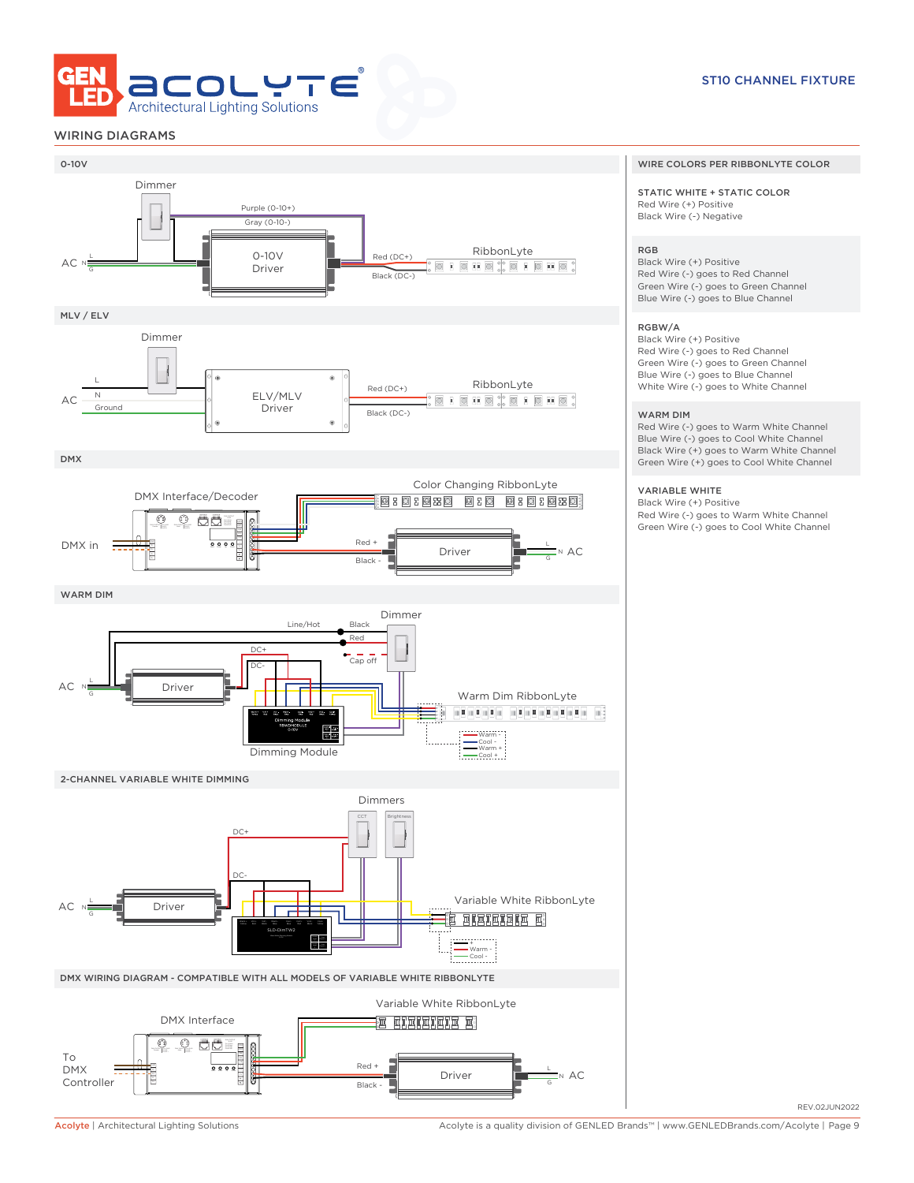ST10 CHANNEL FIXTURE

## WIRING DIAGRAMS

### 0-10V

Dimmer

Purple (0-10+)

Gray (0-10-)

AC L N G

0-10V Driver

Red (DC+)

Black (DC-)

RibbonLyte

### MLV / ELV

Dimmer

AC L N Ground

ELV/MLV Driver

Red (DC+)

Black (DC-)

RibbonLyte

### DMX

DMX Interface/Decoder

Color Changing RibbonLyte

DMX in

Red +

Black -

Driver

L N AC G

### WARM DIM

Dimmer

Line/Hot

Black

Red

Cap off

DC+

DC-

AC L N G

Driver

Warm Dim RibbonLyte

Dimming Module

Warm - Cool - Warm + Cool +

### 2-CHANNEL VARIABLE WHITE DIMMING

Dimmers

CCT Brightness

DC+

DC-

AC L N G

Driver

Variable White RibbonLyte

Warm - Cool -

### DMX WIRING DIAGRAM - COMPATIBLE WITH ALL MODELS OF VARIABLE WHITE RIBBONLYTE

DMX Interface

Variable White RibbonLyte

To DMX Controller

Red +

Black -

Driver

L N AC G

## WIRE COLORS PER RIBBONLYTE COLOR

**STATIC WHITE + STATIC COLOR**
Red Wire (+) Positive
Black Wire (-) Negative

**RGB**
Black Wire (+) Positive
Red Wire (-) goes to Red Channel
Green Wire (-) goes to Green Channel
Blue Wire (-) goes to Blue Channel

**RGBW/A**
Black Wire (+) Positive
Red Wire (-) goes to Red Channel
Green Wire (-) goes to Green Channel
Blue Wire (-) goes to Blue Channel
White Wire (-) goes to White Channel

**WARM DIM**
Red Wire (-) goes to Warm White Channel
Blue Wire (-) goes to Cool White Channel
Black Wire (+) goes to Warm White Channel
Green Wire (+) goes to Cool White Channel

**VARIABLE WHITE**
Black Wire (+) Positive
Red Wire (-) goes to Warm White Channel
Green Wire (-) goes to Cool White Channel

REV.02JUN2022